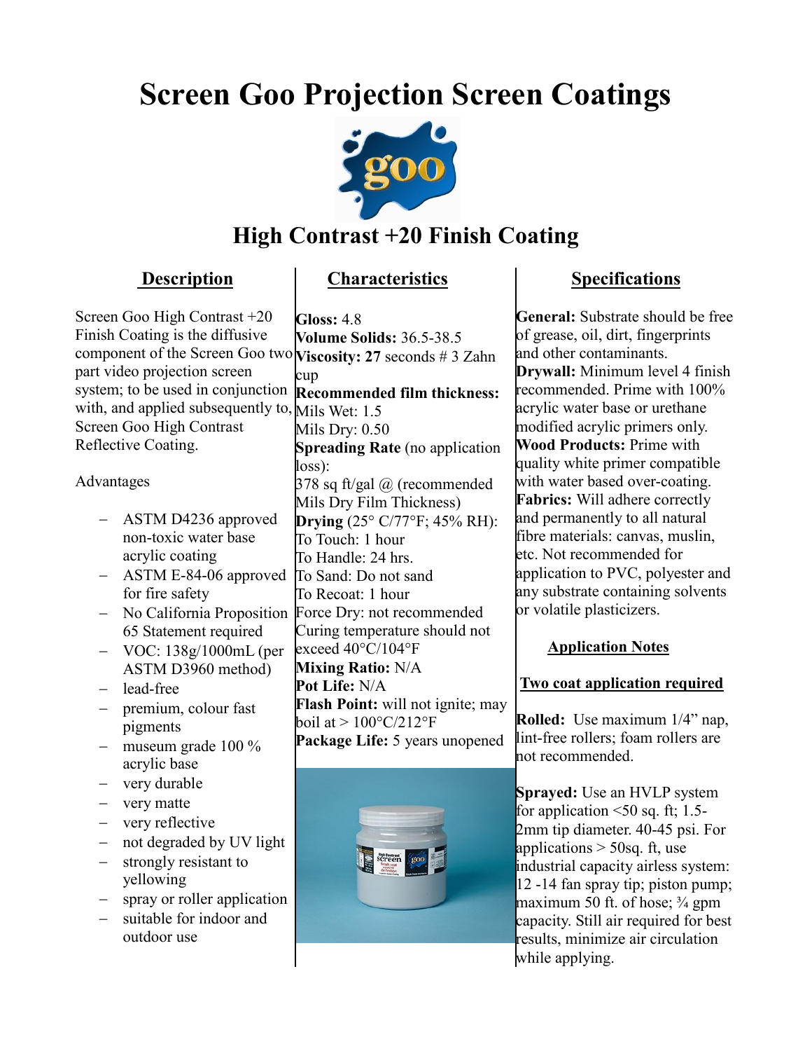# Screen Goo Projection Screen Coatings

## High Contrast +20 Finish Coating

### Description

Screen Goo High Contrast +20 Finish Coating is the diffusive component of the Screen Goo two part video projection screen system; to be used in conjunction with, and applied subsequently to, Screen Goo High Contrast Reflective Coating.

Advantages

- ASTM D4236 approved non-toxic water base acrylic coating
- ASTM E-84-06 approved for fire safety
- No California Proposition 65 Statement required
- VOC: 138g/1000mL (per ASTM D3960 method)
- lead-free
- premium, colour fast pigments
- museum grade 100 % acrylic base
- very durable
- very matte
- very reflective
- not degraded by UV light
- strongly resistant to yellowing
- spray or roller application
- suitable for indoor and outdoor use

### Characteristics

**Gloss:** 4.8
**Volume Solids:** 36.5-38.5
**Viscosity: 27** seconds # 3 Zahn cup
**Recommended film thickness:**
Mils Wet: 1.5
Mils Dry: 0.50
**Spreading Rate** (no application loss):
378 sq ft/gal @ (recommended Mils Dry Film Thickness)
**Drying** (25° C/77°F; 45% RH):
To Touch: 1 hour
To Handle: 24 hrs.
To Sand: Do not sand
To Recoat: 1 hour
Force Dry: not recommended
Curing temperature should not exceed 40°C/104°F
**Mixing Ratio:** N/A
**Pot Life:** N/A
**Flash Point:** will not ignite; may boil at > 100°C/212°F
**Package Life:** 5 years unopened

### Specifications

**General:** Substrate should be free of grease, oil, dirt, fingerprints and other contaminants.
**Drywall:** Minimum level 4 finish recommended. Prime with 100% acrylic water base or urethane modified acrylic primers only.
**Wood Products:** Prime with quality white primer compatible with water based over-coating.
**Fabrics:** Will adhere correctly and permanently to all natural fibre materials: canvas, muslin, etc. Not recommended for application to PVC, polyester and any substrate containing solvents or volatile plasticizers.

### Application Notes

**Two coat application required**

**Rolled:** Use maximum 1/4" nap, lint-free rollers; foam rollers are not recommended.

**Sprayed:** Use an HVLP system for application <50 sq. ft; 1.5-2mm tip diameter. 40-45 psi. For applications > 50sq. ft, use industrial capacity airless system: 12 -14 fan spray tip; piston pump; maximum 50 ft. of hose; ¾ gpm capacity. Still air required for best results, minimize air circulation while applying.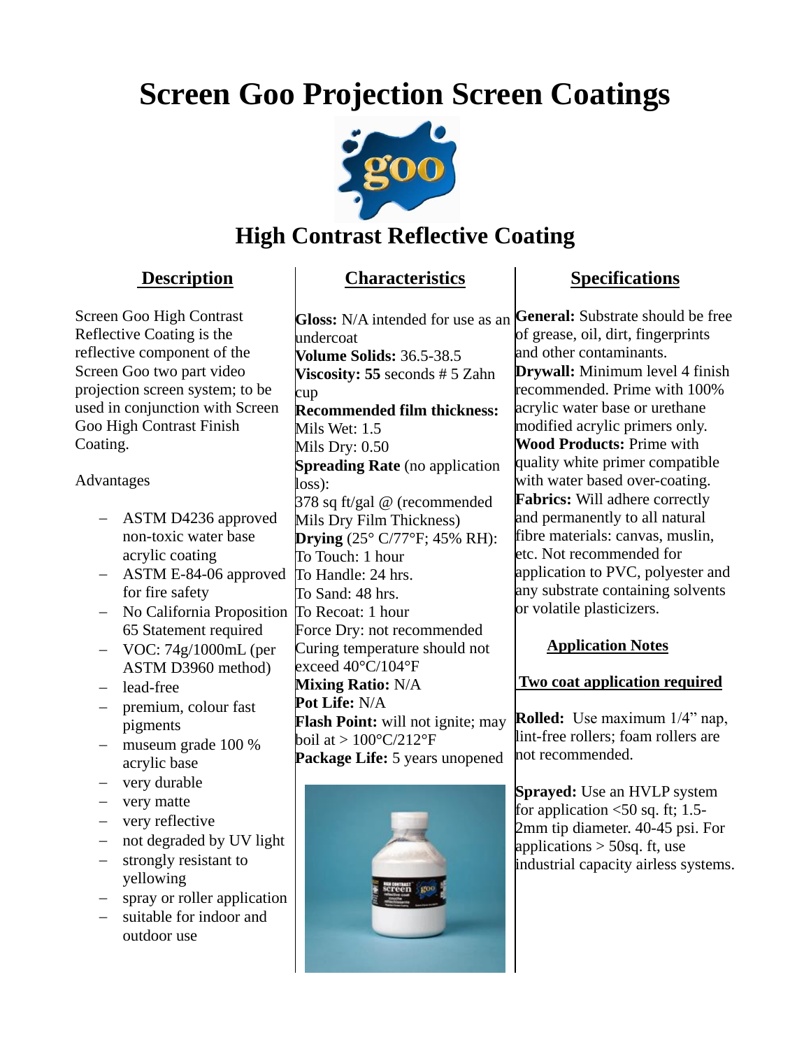# Screen Goo Projection Screen Coatings

## High Contrast Reflective Coating

### Description

Screen Goo High Contrast Reflective Coating is the reflective component of the Screen Goo two part video projection screen system; to be used in conjunction with Screen Goo High Contrast Finish Coating.

Advantages

- ASTM D4236 approved non-toxic water base acrylic coating
- ASTM E-84-06 approved for fire safety
- No California Proposition 65 Statement required
- VOC: 74g/1000mL (per ASTM D3960 method)
- lead-free
- premium, colour fast pigments
- museum grade 100 % acrylic base
- very durable
- very matte
- very reflective
- not degraded by UV light
- strongly resistant to yellowing
- spray or roller application
- suitable for indoor and outdoor use

### Characteristics

**Gloss:** N/A intended for use as an undercoat
**Volume Solids:** 36.5-38.5
**Viscosity: 55** seconds # 5 Zahn cup
**Recommended film thickness:**
Mils Wet: 1.5
Mils Dry: 0.50
**Spreading Rate** (no application loss):
378 sq ft/gal @ (recommended Mils Dry Film Thickness)
**Drying** (25° C/77°F; 45% RH):
To Touch: 1 hour
To Handle: 24 hrs.
To Sand: 48 hrs.
To Recoat: 1 hour
Force Dry: not recommended
Curing temperature should not exceed 40°C/104°F
**Mixing Ratio:** N/A
**Pot Life:** N/A
**Flash Point:** will not ignite; may boil at > 100°C/212°F
**Package Life:** 5 years unopened

### Specifications

**General:** Substrate should be free of grease, oil, dirt, fingerprints and other contaminants.
**Drywall:** Minimum level 4 finish recommended. Prime with 100% acrylic water base or urethane modified acrylic primers only.
**Wood Products:** Prime with quality white primer compatible with water based over-coating.
**Fabrics:** Will adhere correctly and permanently to all natural fibre materials: canvas, muslin, etc. Not recommended for application to PVC, polyester and any substrate containing solvents or volatile plasticizers.

### Application Notes

**Two coat application required**

**Rolled:** Use maximum 1/4" nap, lint-free rollers; foam rollers are not recommended.

**Sprayed:** Use an HVLP system for application <50 sq. ft; 1.5-2mm tip diameter. 40-45 psi. For applications > 50sq. ft, use industrial capacity airless systems.